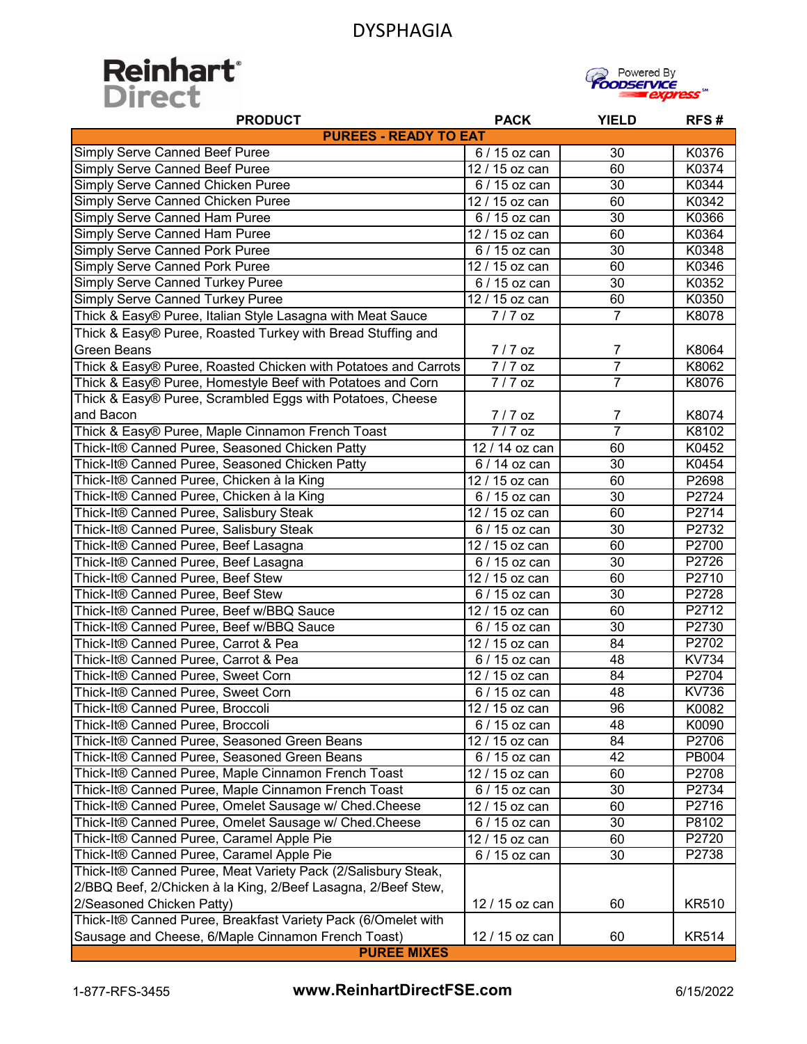# DYSPHAGIA

Reinhart Direct

Powered By Foodservice express

| PRODUCT | PACK | YIELD | RFS # |
|---|---|---|---|
| **PUREES - READY TO EAT** | | | |
| Simply Serve Canned Beef Puree | 6 / 15 oz can | 30 | K0376 |
| Simply Serve Canned Beef Puree | 12 / 15 oz can | 60 | K0374 |
| Simply Serve Canned Chicken Puree | 6 / 15 oz can | 30 | K0344 |
| Simply Serve Canned Chicken Puree | 12 / 15 oz can | 60 | K0342 |
| Simply Serve Canned Ham Puree | 6 / 15 oz can | 30 | K0366 |
| Simply Serve Canned Ham Puree | 12 / 15 oz can | 60 | K0364 |
| Simply Serve Canned Pork Puree | 6 / 15 oz can | 30 | K0348 |
| Simply Serve Canned Pork Puree | 12 / 15 oz can | 60 | K0346 |
| Simply Serve Canned Turkey Puree | 6 / 15 oz can | 30 | K0352 |
| Simply Serve Canned Turkey Puree | 12 / 15 oz can | 60 | K0350 |
| Thick & Easy® Puree, Italian Style Lasagna with Meat Sauce | 7 / 7 oz | 7 | K8078 |
| Thick & Easy® Puree, Roasted Turkey with Bread Stuffing and Green Beans | 7 / 7 oz | 7 | K8064 |
| Thick & Easy® Puree, Roasted Chicken with Potatoes and Carrots | 7 / 7 oz | 7 | K8062 |
| Thick & Easy® Puree, Homestyle Beef with Potatoes and Corn | 7 / 7 oz | 7 | K8076 |
| Thick & Easy® Puree, Scrambled Eggs with Potatoes, Cheese and Bacon | 7 / 7 oz | 7 | K8074 |
| Thick & Easy® Puree, Maple Cinnamon French Toast | 7 / 7 oz | 7 | K8102 |
| Thick-It® Canned Puree, Seasoned Chicken Patty | 12 / 14 oz can | 60 | K0452 |
| Thick-It® Canned Puree, Seasoned Chicken Patty | 6 / 14 oz can | 30 | K0454 |
| Thick-It® Canned Puree, Chicken à la King | 12 / 15 oz can | 60 | P2698 |
| Thick-It® Canned Puree, Chicken à la King | 6 / 15 oz can | 30 | P2724 |
| Thick-It® Canned Puree, Salisbury Steak | 12 / 15 oz can | 60 | P2714 |
| Thick-It® Canned Puree, Salisbury Steak | 6 / 15 oz can | 30 | P2732 |
| Thick-It® Canned Puree, Beef Lasagna | 12 / 15 oz can | 60 | P2700 |
| Thick-It® Canned Puree, Beef Lasagna | 6 / 15 oz can | 30 | P2726 |
| Thick-It® Canned Puree, Beef Stew | 12 / 15 oz can | 60 | P2710 |
| Thick-It® Canned Puree, Beef Stew | 6 / 15 oz can | 30 | P2728 |
| Thick-It® Canned Puree, Beef w/BBQ Sauce | 12 / 15 oz can | 60 | P2712 |
| Thick-It® Canned Puree, Beef w/BBQ Sauce | 6 / 15 oz can | 30 | P2730 |
| Thick-It® Canned Puree, Carrot & Pea | 12 / 15 oz can | 84 | P2702 |
| Thick-It® Canned Puree, Carrot & Pea | 6 / 15 oz can | 48 | KV734 |
| Thick-It® Canned Puree, Sweet Corn | 12 / 15 oz can | 84 | P2704 |
| Thick-It® Canned Puree, Sweet Corn | 6 / 15 oz can | 48 | KV736 |
| Thick-It® Canned Puree, Broccoli | 12 / 15 oz can | 96 | K0082 |
| Thick-It® Canned Puree, Broccoli | 6 / 15 oz can | 48 | K0090 |
| Thick-It® Canned Puree, Seasoned Green Beans | 12 / 15 oz can | 84 | P2706 |
| Thick-It® Canned Puree, Seasoned Green Beans | 6 / 15 oz can | 42 | PB004 |
| Thick-It® Canned Puree, Maple Cinnamon French Toast | 12 / 15 oz can | 60 | P2708 |
| Thick-It® Canned Puree, Maple Cinnamon French Toast | 6 / 15 oz can | 30 | P2734 |
| Thick-It® Canned Puree, Omelet Sausage w/ Ched.Cheese | 12 / 15 oz can | 60 | P2716 |
| Thick-It® Canned Puree, Omelet Sausage w/ Ched.Cheese | 6 / 15 oz can | 30 | P8102 |
| Thick-It® Canned Puree, Caramel Apple Pie | 12 / 15 oz can | 60 | P2720 |
| Thick-It® Canned Puree, Caramel Apple Pie | 6 / 15 oz can | 30 | P2738 |
| Thick-It® Canned Puree, Meat Variety Pack (2/Salisbury Steak, 2/BBQ Beef, 2/Chicken à la King, 2/Beef Lasagna, 2/Beef Stew, 2/Seasoned Chicken Patty) | 12 / 15 oz can | 60 | KR510 |
| Thick-It® Canned Puree, Breakfast Variety Pack (6/Omelet with Sausage and Cheese, 6/Maple Cinnamon French Toast) | 12 / 15 oz can | 60 | KR514 |
| **PUREE MIXES** | | | |

1-877-RFS-3455 **www.ReinhartDirectFSE.com** 6/15/2022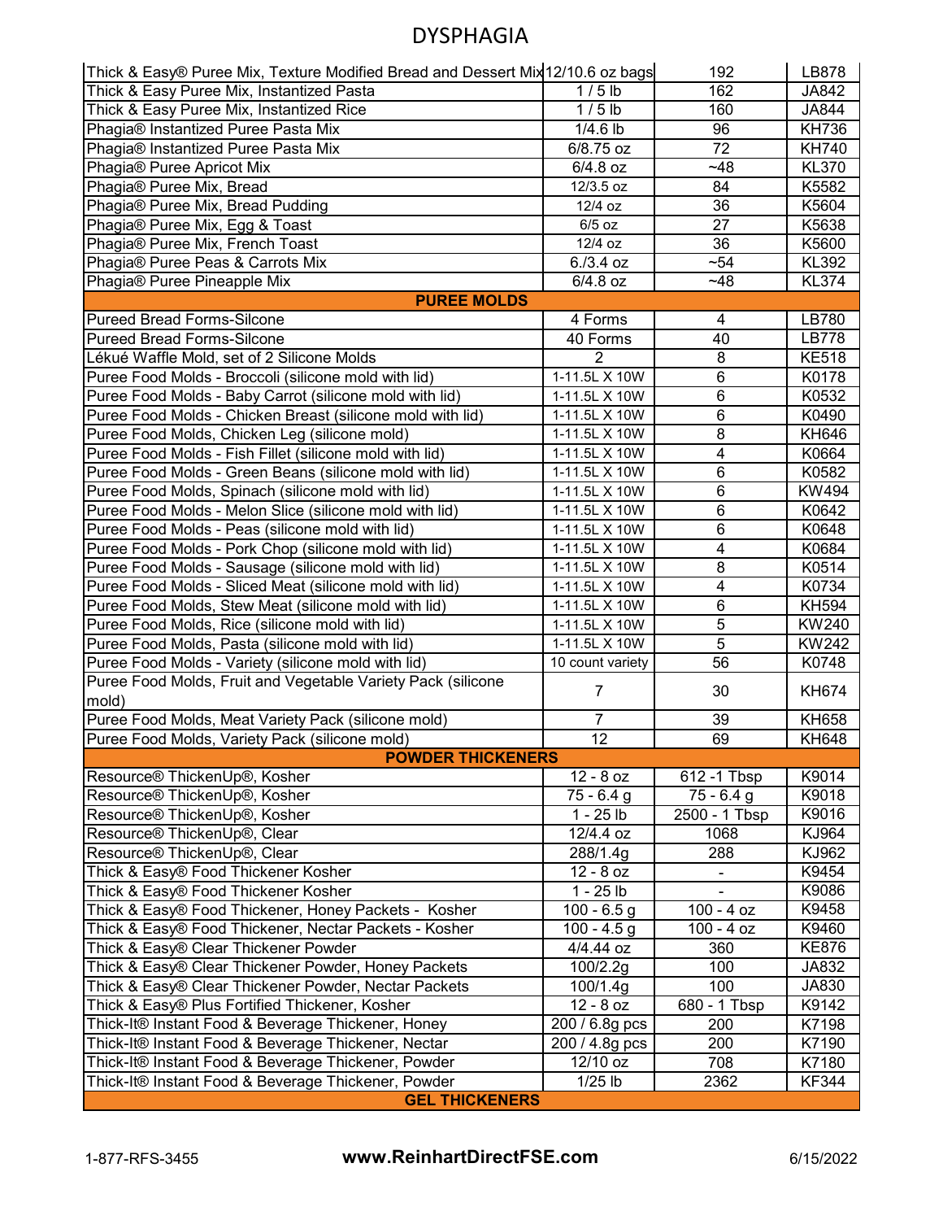# DYSPHAGIA

| | | | |
|---|---|---|---|
| Thick & Easy® Puree Mix, Texture Modified Bread and Dessert Mix | 12/10.6 oz bags | 192 | LB878 |
| Thick & Easy Puree Mix, Instantized Pasta | 1 / 5 lb | 162 | JA842 |
| Thick & Easy Puree Mix, Instantized Rice | 1 / 5 lb | 160 | JA844 |
| Phagia® Instantized Puree Pasta Mix | 1/4.6 lb | 96 | KH736 |
| Phagia® Instantized Puree Pasta Mix | 6/8.75 oz | 72 | KH740 |
| Phagia® Puree Apricot Mix | 6/4.8 oz | ~48 | KL370 |
| Phagia® Puree Mix, Bread | 12/3.5 oz | 84 | K5582 |
| Phagia® Puree Mix, Bread Pudding | 12/4 oz | 36 | K5604 |
| Phagia® Puree Mix, Egg & Toast | 6/5 oz | 27 | K5638 |
| Phagia® Puree Mix, French Toast | 12/4 oz | 36 | K5600 |
| Phagia® Puree Peas & Carrots Mix | 6./3.4 oz | ~54 | KL392 |
| Phagia® Puree Pineapple Mix | 6/4.8 oz | ~48 | KL374 |
| **PUREE MOLDS** | | | |
| Pureed Bread Forms-Silcone | 4 Forms | 4 | LB780 |
| Pureed Bread Forms-Silcone | 40 Forms | 40 | LB778 |
| Lékué Waffle Mold, set of 2 Silicone Molds | 2 | 8 | KE518 |
| Puree Food Molds - Broccoli (silicone mold with lid) | 1-11.5L X 10W | 6 | K0178 |
| Puree Food Molds - Baby Carrot (silicone mold with lid) | 1-11.5L X 10W | 6 | K0532 |
| Puree Food Molds - Chicken Breast (silicone mold with lid) | 1-11.5L X 10W | 6 | K0490 |
| Puree Food Molds, Chicken Leg (silicone mold) | 1-11.5L X 10W | 8 | KH646 |
| Puree Food Molds - Fish Fillet (silicone mold with lid) | 1-11.5L X 10W | 4 | K0664 |
| Puree Food Molds - Green Beans (silicone mold with lid) | 1-11.5L X 10W | 6 | K0582 |
| Puree Food Molds, Spinach (silicone mold with lid) | 1-11.5L X 10W | 6 | KW494 |
| Puree Food Molds - Melon Slice (silicone mold with lid) | 1-11.5L X 10W | 6 | K0642 |
| Puree Food Molds - Peas (silicone mold with lid) | 1-11.5L X 10W | 6 | K0648 |
| Puree Food Molds - Pork Chop (silicone mold with lid) | 1-11.5L X 10W | 4 | K0684 |
| Puree Food Molds - Sausage (silicone mold with lid) | 1-11.5L X 10W | 8 | K0514 |
| Puree Food Molds - Sliced Meat (silicone mold with lid) | 1-11.5L X 10W | 4 | K0734 |
| Puree Food Molds, Stew Meat (silicone mold with lid) | 1-11.5L X 10W | 6 | KH594 |
| Puree Food Molds, Rice (silicone mold with lid) | 1-11.5L X 10W | 5 | KW240 |
| Puree Food Molds, Pasta (silicone mold with lid) | 1-11.5L X 10W | 5 | KW242 |
| Puree Food Molds - Variety (silicone mold with lid) | 10 count variety | 56 | K0748 |
| Puree Food Molds, Fruit and Vegetable Variety Pack (silicone mold) | 7 | 30 | KH674 |
| Puree Food Molds, Meat Variety Pack (silicone mold) | 7 | 39 | KH658 |
| Puree Food Molds, Variety Pack (silicone mold) | 12 | 69 | KH648 |
| **POWDER THICKENERS** | | | |
| Resource® ThickenUp®, Kosher | 12 - 8 oz | 612 -1 Tbsp | K9014 |
| Resource® ThickenUp®, Kosher | 75 - 6.4 g | 75 - 6.4 g | K9018 |
| Resource® ThickenUp®, Kosher | 1 - 25 lb | 2500 - 1 Tbsp | K9016 |
| Resource® ThickenUp®, Clear | 12/4.4 oz | 1068 | KJ964 |
| Resource® ThickenUp®, Clear | 288/1.4g | 288 | KJ962 |
| Thick & Easy® Food Thickener Kosher | 12 - 8 oz | - | K9454 |
| Thick & Easy® Food Thickener Kosher | 1 - 25 lb | - | K9086 |
| Thick & Easy® Food Thickener, Honey Packets - Kosher | 100 - 6.5 g | 100 - 4 oz | K9458 |
| Thick & Easy® Food Thickener, Nectar Packets - Kosher | 100 - 4.5 g | 100 - 4 oz | K9460 |
| Thick & Easy® Clear Thickener Powder | 4/4.44 oz | 360 | KE876 |
| Thick & Easy® Clear Thickener Powder, Honey Packets | 100/2.2g | 100 | JA832 |
| Thick & Easy® Clear Thickener Powder, Nectar Packets | 100/1.4g | 100 | JA830 |
| Thick & Easy® Plus Fortified Thickener, Kosher | 12 - 8 oz | 680 - 1 Tbsp | K9142 |
| Thick-It® Instant Food & Beverage Thickener, Honey | 200 / 6.8g pcs | 200 | K7198 |
| Thick-It® Instant Food & Beverage Thickener, Nectar | 200 / 4.8g pcs | 200 | K7190 |
| Thick-It® Instant Food & Beverage Thickener, Powder | 12/10 oz | 708 | K7180 |
| Thick-It® Instant Food & Beverage Thickener, Powder | 1/25 lb | 2362 | KF344 |
| **GEL THICKENERS** | | | |

1-877-RFS-3455 **www.ReinhartDirectFSE.com** 6/15/2022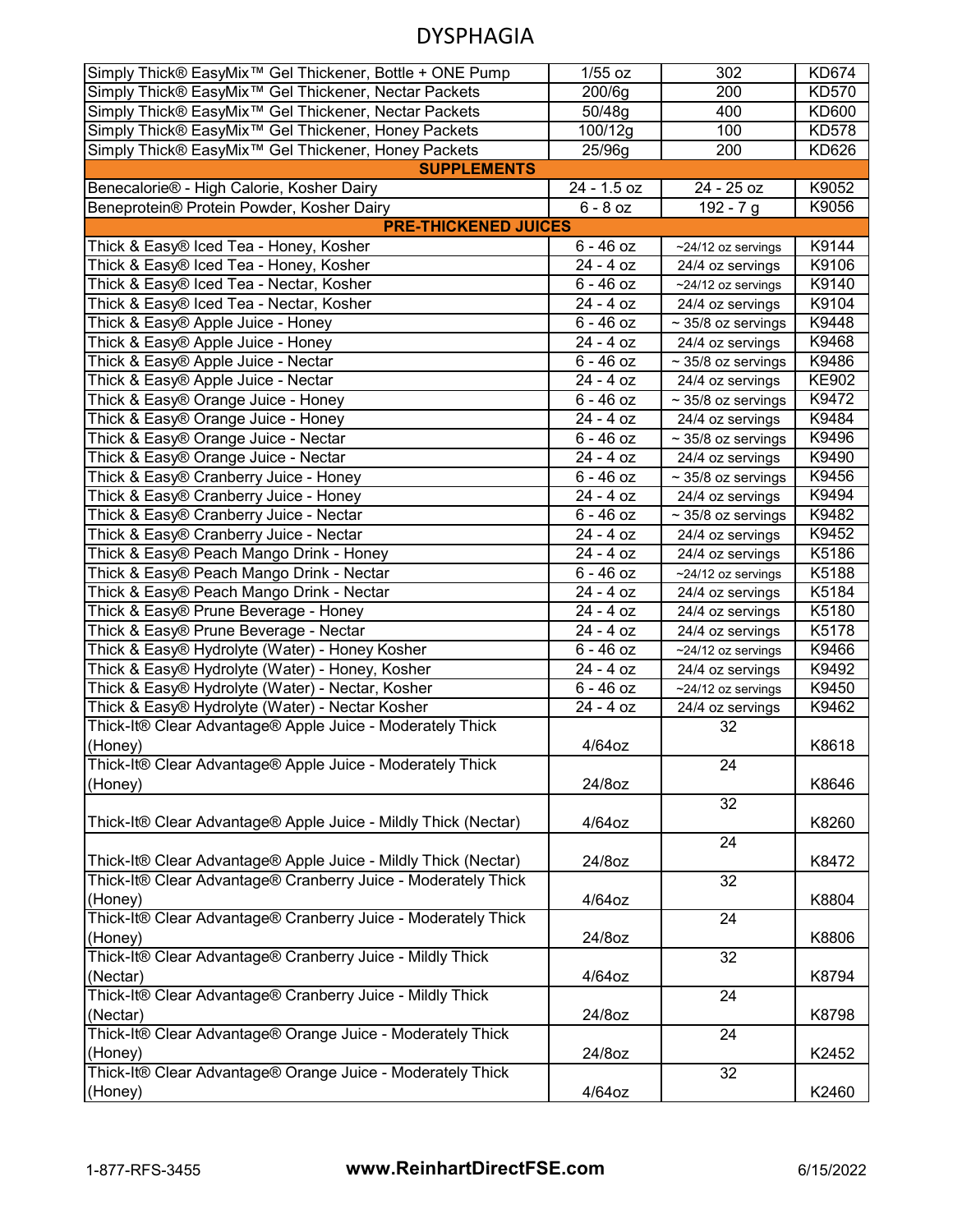# DYSPHAGIA

| | | | |
|---|---|---|---|
| Simply Thick® EasyMix™ Gel Thickener, Bottle + ONE Pump | 1/55 oz | 302 | KD674 |
| Simply Thick® EasyMix™ Gel Thickener, Nectar Packets | 200/6g | 200 | KD570 |
| Simply Thick® EasyMix™ Gel Thickener, Nectar Packets | 50/48g | 400 | KD600 |
| Simply Thick® EasyMix™ Gel Thickener, Honey Packets | 100/12g | 100 | KD578 |
| Simply Thick® EasyMix™ Gel Thickener, Honey Packets | 25/96g | 200 | KD626 |
| **SUPPLEMENTS** | | | |
| Benecalorie® - High Calorie, Kosher Dairy | 24 - 1.5 oz | 24 - 25 oz | K9052 |
| Beneprotein® Protein Powder, Kosher Dairy | 6 - 8 oz | 192 - 7 g | K9056 |
| **PRE-THICKENED JUICES** | | | |
| Thick & Easy® Iced Tea - Honey, Kosher | 6 - 46 oz | ~24/12 oz servings | K9144 |
| Thick & Easy® Iced Tea - Honey, Kosher | 24 - 4 oz | 24/4 oz servings | K9106 |
| Thick & Easy® Iced Tea - Nectar, Kosher | 6 - 46 oz | ~24/12 oz servings | K9140 |
| Thick & Easy® Iced Tea - Nectar, Kosher | 24 - 4 oz | 24/4 oz servings | K9104 |
| Thick & Easy® Apple Juice - Honey | 6 - 46 oz | ~ 35/8 oz servings | K9448 |
| Thick & Easy® Apple Juice - Honey | 24 - 4 oz | 24/4 oz servings | K9468 |
| Thick & Easy® Apple Juice - Nectar | 6 - 46 oz | ~ 35/8 oz servings | K9486 |
| Thick & Easy® Apple Juice - Nectar | 24 - 4 oz | 24/4 oz servings | KE902 |
| Thick & Easy® Orange Juice - Honey | 6 - 46 oz | ~ 35/8 oz servings | K9472 |
| Thick & Easy® Orange Juice - Honey | 24 - 4 oz | 24/4 oz servings | K9484 |
| Thick & Easy® Orange Juice - Nectar | 6 - 46 oz | ~ 35/8 oz servings | K9496 |
| Thick & Easy® Orange Juice - Nectar | 24 - 4 oz | 24/4 oz servings | K9490 |
| Thick & Easy® Cranberry Juice - Honey | 6 - 46 oz | ~ 35/8 oz servings | K9456 |
| Thick & Easy® Cranberry Juice - Honey | 24 - 4 oz | 24/4 oz servings | K9494 |
| Thick & Easy® Cranberry Juice - Nectar | 6 - 46 oz | ~ 35/8 oz servings | K9482 |
| Thick & Easy® Cranberry Juice - Nectar | 24 - 4 oz | 24/4 oz servings | K9452 |
| Thick & Easy® Peach Mango Drink - Honey | 24 - 4 oz | 24/4 oz servings | K5186 |
| Thick & Easy® Peach Mango Drink - Nectar | 6 - 46 oz | ~24/12 oz servings | K5188 |
| Thick & Easy® Peach Mango Drink - Nectar | 24 - 4 oz | 24/4 oz servings | K5184 |
| Thick & Easy® Prune Beverage - Honey | 24 - 4 oz | 24/4 oz servings | K5180 |
| Thick & Easy® Prune Beverage - Nectar | 24 - 4 oz | 24/4 oz servings | K5178 |
| Thick & Easy® Hydrolyte (Water) - Honey Kosher | 6 - 46 oz | ~24/12 oz servings | K9466 |
| Thick & Easy® Hydrolyte (Water) - Honey, Kosher | 24 - 4 oz | 24/4 oz servings | K9492 |
| Thick & Easy® Hydrolyte (Water) - Nectar, Kosher | 6 - 46 oz | ~24/12 oz servings | K9450 |
| Thick & Easy® Hydrolyte (Water) - Nectar Kosher | 24 - 4 oz | 24/4 oz servings | K9462 |
| Thick-It® Clear Advantage® Apple Juice - Moderately Thick (Honey) | 4/64oz | 32 | K8618 |
| Thick-It® Clear Advantage® Apple Juice - Moderately Thick (Honey) | 24/8oz | 24 | K8646 |
| Thick-It® Clear Advantage® Apple Juice - Mildly Thick (Nectar) | 4/64oz | 32 | K8260 |
| Thick-It® Clear Advantage® Apple Juice - Mildly Thick (Nectar) | 24/8oz | 24 | K8472 |
| Thick-It® Clear Advantage® Cranberry Juice - Moderately Thick (Honey) | 4/64oz | 32 | K8804 |
| Thick-It® Clear Advantage® Cranberry Juice - Moderately Thick (Honey) | 24/8oz | 24 | K8806 |
| Thick-It® Clear Advantage® Cranberry Juice - Mildly Thick (Nectar) | 4/64oz | 32 | K8794 |
| Thick-It® Clear Advantage® Cranberry Juice - Mildly Thick (Nectar) | 24/8oz | 24 | K8798 |
| Thick-It® Clear Advantage® Orange Juice - Moderately Thick (Honey) | 24/8oz | 24 | K2452 |
| Thick-It® Clear Advantage® Orange Juice - Moderately Thick (Honey) | 4/64oz | 32 | K2460 |

1-877-RFS-3455 **www.ReinhartDirectFSE.com** 6/15/2022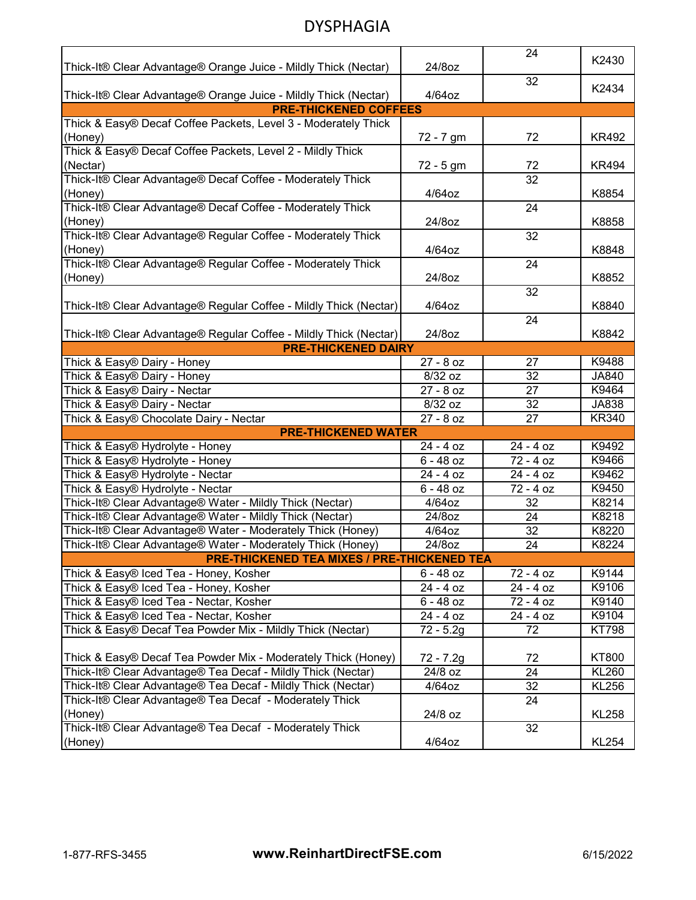# DYSPHAGIA

| | | | |
|---|---|---|---|
| Thick-It® Clear Advantage® Orange Juice - Mildly Thick (Nectar) | 24/8oz | 24 | K2430 |
| Thick-It® Clear Advantage® Orange Juice - Mildly Thick (Nectar) | 4/64oz | 32 | K2434 |
| **PRE-THICKENED COFFEES** | | | |
| Thick & Easy® Decaf Coffee Packets, Level 3 - Moderately Thick (Honey) | 72 - 7 gm | 72 | KR492 |
| Thick & Easy® Decaf Coffee Packets, Level 2 - Mildly Thick (Nectar) | 72 - 5 gm | 72 | KR494 |
| Thick-It® Clear Advantage® Decaf Coffee - Moderately Thick (Honey) | 4/64oz | 32 | K8854 |
| Thick-It® Clear Advantage® Decaf Coffee - Moderately Thick (Honey) | 24/8oz | 24 | K8858 |
| Thick-It® Clear Advantage® Regular Coffee - Moderately Thick (Honey) | 4/64oz | 32 | K8848 |
| Thick-It® Clear Advantage® Regular Coffee - Moderately Thick (Honey) | 24/8oz | 24 | K8852 |
| Thick-It® Clear Advantage® Regular Coffee - Mildly Thick (Nectar) | 4/64oz | 32 | K8840 |
| Thick-It® Clear Advantage® Regular Coffee - Mildly Thick (Nectar) | 24/8oz | 24 | K8842 |
| **PRE-THICKENED DAIRY** | | | |
| Thick & Easy® Dairy - Honey | 27 - 8 oz | 27 | K9488 |
| Thick & Easy® Dairy - Honey | 8/32 oz | 32 | JA840 |
| Thick & Easy® Dairy - Nectar | 27 - 8 oz | 27 | K9464 |
| Thick & Easy® Dairy - Nectar | 8/32 oz | 32 | JA838 |
| Thick & Easy® Chocolate Dairy - Nectar | 27 - 8 oz | 27 | KR340 |
| **PRE-THICKENED WATER** | | | |
| Thick & Easy® Hydrolyte - Honey | 24 - 4 oz | 24 - 4 oz | K9492 |
| Thick & Easy® Hydrolyte - Honey | 6 - 48 oz | 72 - 4 oz | K9466 |
| Thick & Easy® Hydrolyte - Nectar | 24 - 4 oz | 24 - 4 oz | K9462 |
| Thick & Easy® Hydrolyte - Nectar | 6 - 48 oz | 72 - 4 oz | K9450 |
| Thick-It® Clear Advantage® Water - Mildly Thick (Nectar) | 4/64oz | 32 | K8214 |
| Thick-It® Clear Advantage® Water - Mildly Thick (Nectar) | 24/8oz | 24 | K8218 |
| Thick-It® Clear Advantage® Water - Moderately Thick (Honey) | 4/64oz | 32 | K8220 |
| Thick-It® Clear Advantage® Water - Moderately Thick (Honey) | 24/8oz | 24 | K8224 |
| **PRE-THICKENED TEA MIXES / PRE-THICKENED TEA** | | | |
| Thick & Easy® Iced Tea - Honey, Kosher | 6 - 48 oz | 72 - 4 oz | K9144 |
| Thick & Easy® Iced Tea - Honey, Kosher | 24 - 4 oz | 24 - 4 oz | K9106 |
| Thick & Easy® Iced Tea - Nectar, Kosher | 6 - 48 oz | 72 - 4 oz | K9140 |
| Thick & Easy® Iced Tea - Nectar, Kosher | 24 - 4 oz | 24 - 4 oz | K9104 |
| Thick & Easy® Decaf Tea Powder Mix - Mildly Thick (Nectar) | 72 - 5.2g | 72 | KT798 |
| Thick & Easy® Decaf Tea Powder Mix - Moderately Thick (Honey) | 72 - 7.2g | 72 | KT800 |
| Thick-It® Clear Advantage® Tea Decaf - Mildly Thick (Nectar) | 24/8 oz | 24 | KL260 |
| Thick-It® Clear Advantage® Tea Decaf - Mildly Thick (Nectar) | 4/64oz | 32 | KL256 |
| Thick-It® Clear Advantage® Tea Decaf - Moderately Thick (Honey) | 24/8 oz | 24 | KL258 |
| Thick-It® Clear Advantage® Tea Decaf - Moderately Thick (Honey) | 4/64oz | 32 | KL254 |

1-877-RFS-3455 **www.ReinhartDirectFSE.com** 6/15/2022